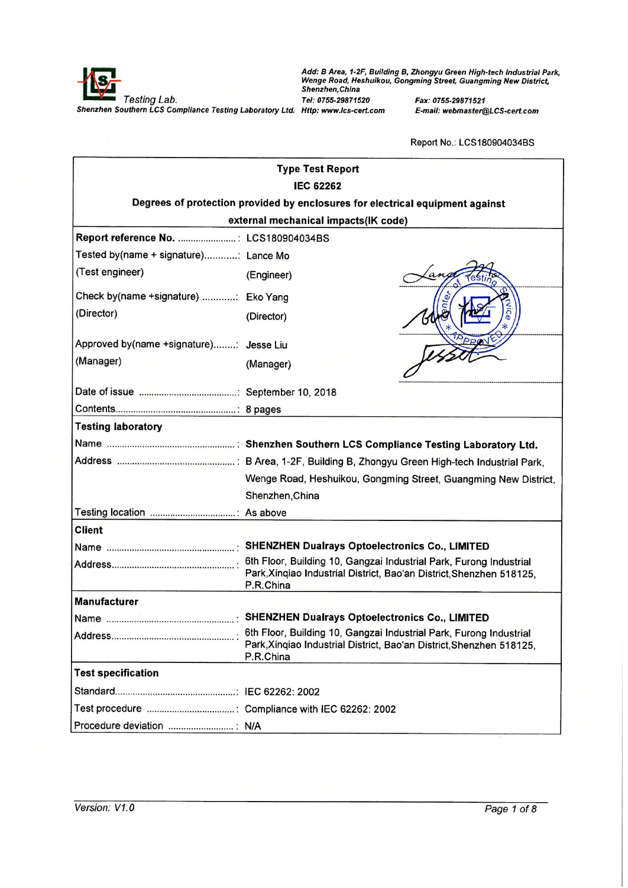Testing Lab.
Shenzhen Southern LCS Compliance Testing Laboratory Ltd.

*Add: B Area, 1-2F, Building B, Zhongyu Green High-tech Industrial Park, Wenge Road, Heshuikou, Gongming Street, Guangming New District, Shenzhen,China*
*Tel: 0755-29871520* *Fax: 0755-29871521*
*Http: www.lcs-cert.com* *E-mail: webmaster@LCS-cert.com*

Report No.: LCS180904034BS

**Type Test Report**
**IEC 62262**
**Degrees of protection provided by enclosures for electrical equipment against external mechanical impacts(IK code)**

| | |
|---|---|
| **Report reference No.** ........................: | LCS180904034BS |
| Tested by(name + signature)............: | Lance Mo |
| (Test engineer) | (Engineer) |
| Check by(name +signature) ............: | Eko Yang |
| (Director) | (Director) |
| Approved by(name +signature)........: | Jesse Liu |
| (Manager) | (Manager) |
| Date of issue .......................................: | September 10, 2018 |
| Contents................................................: | 8 pages |

**Testing laboratory**

| | |
|---|---|
| Name ..................................................: | **Shenzhen Southern LCS Compliance Testing Laboratory Ltd.** |
| Address ..............................................: | B Area, 1-2F, Building B, Zhongyu Green High-tech Industrial Park, Wenge Road, Heshuikou, Gongming Street, Guangming New District, Shenzhen,China |
| Testing location ..................................: | As above |

**Client**

| | |
|---|---|
| Name ..................................................: | **SHENZHEN Dualrays Optoelectronics Co., LIMITED** |
| Address................................................: | 6th Floor, Building 10, Gangzai Industrial Park, Furong Industrial Park,Xinqiao Industrial District, Bao'an District,Shenzhen 518125, P.R.China |

**Manufacturer**

| | |
|---|---|
| Name ..................................................: | **SHENZHEN Dualrays Optoelectronics Co., LIMITED** |
| Address................................................: | 6th Floor, Building 10, Gangzai Industrial Park, Furong Industrial Park,Xinqiao Industrial District, Bao'an District,Shenzhen 518125, P.R.China |

**Test specification**

| | |
|---|---|
| Standard................................................: | IEC 62262: 2002 |
| Test procedure ...................................: | Compliance with IEC 62262: 2002 |
| Procedure deviation .........................: | N/A |

*Version: V1.0*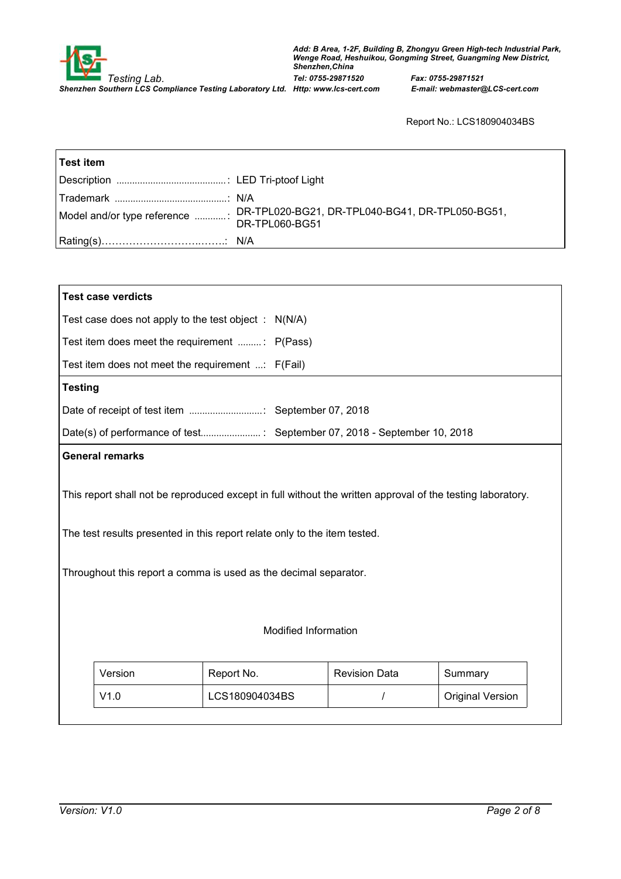Report No.: LCS180904034BS

| **Test item** | |
|---|---|
| Description .......................................... : | LED Tri-ptoof Light |
| Trademark ........................................... : | N/A |
| Model and/or type reference ............ : | DR-TPL020-BG21, DR-TPL040-BG41, DR-TPL050-BG51, DR-TPL060-BG51 |
| Rating(s)…………………………..……: | N/A |

**Test case verdicts**

Test case does not apply to the test object : N(N/A)

Test item does meet the requirement ......... : P(Pass)

Test item does not meet the requirement ....: F(Fail)

**Testing**

Date of receipt of test item ............................: September 07, 2018

Date(s) of performance of test....................... : September 07, 2018 - September 10, 2018

**General remarks**

This report shall not be reproduced except in full without the written approval of the testing laboratory.

The test results presented in this report relate only to the item tested.

Throughout this report a comma is used as the decimal separator.

Modified Information

| Version | Report No. | Revision Data | Summary |
|---|---|---|---|
| V1.0 | LCS180904034BS | / | Original Version |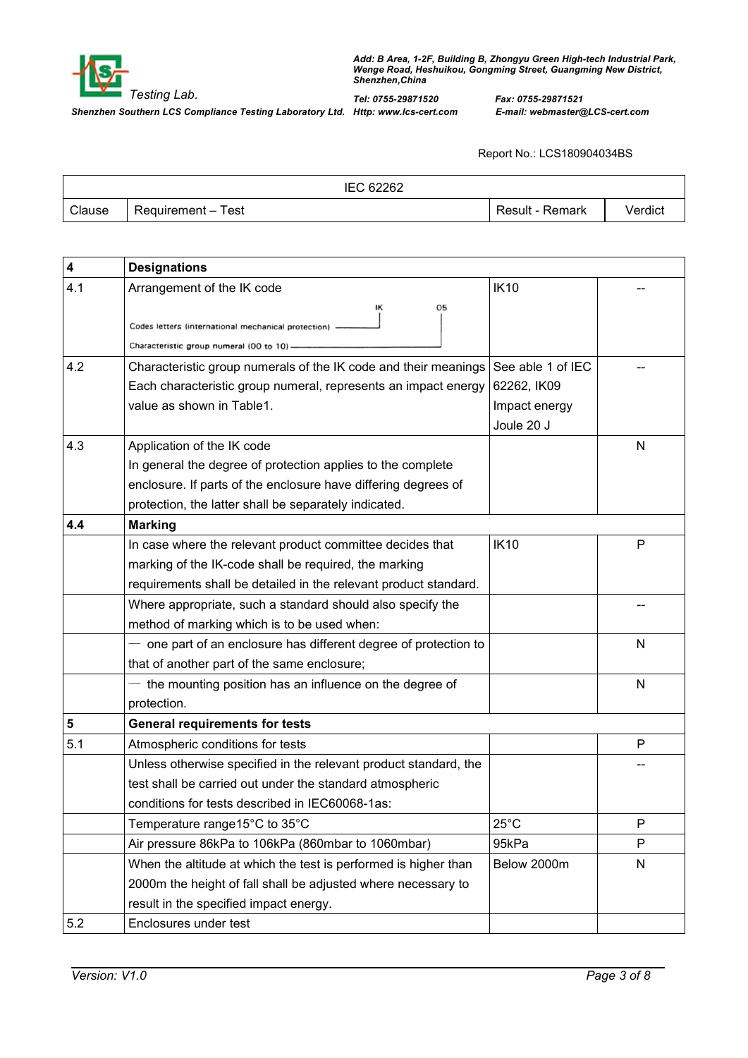Report No.: LCS180904034BS

| IEC 62262 | | | |
|---|---|---|---|
| Clause | Requirement – Test | Result - Remark | Verdict |

| 4 | **Designations** | | |
|---|---|---|---|
| 4.1 | Arrangement of the IK code<br>IK 05<br>Codes letters (international mechanical protection)<br>Characteristic group numeral (00 to 10) | IK10 | -- |
| 4.2 | Characteristic group numerals of the IK code and their meanings Each characteristic group numeral, represents an impact energy value as shown in Table1. | See able 1 of IEC 62262, IK09 Impact energy Joule 20 J | -- |
| 4.3 | Application of the IK code<br>In general the degree of protection applies to the complete enclosure. If parts of the enclosure have differing degrees of protection, the latter shall be separately indicated. | | N |
| **4.4** | **Marking** | | |
| | In case where the relevant product committee decides that marking of the IK-code shall be required, the marking requirements shall be detailed in the relevant product standard. | IK10 | P |
| | Where appropriate, such a standard should also specify the method of marking which is to be used when: | | -- |
| | — one part of an enclosure has different degree of protection to that of another part of the same enclosure; | | N |
| | — the mounting position has an influence on the degree of protection. | | N |
| **5** | **General requirements for tests** | | |
| 5.1 | Atmospheric conditions for tests | | P |
| | Unless otherwise specified in the relevant product standard, the test shall be carried out under the standard atmospheric conditions for tests described in IEC60068-1as: | | -- |
| | Temperature range15°C to 35°C | 25°C | P |
| | Air pressure 86kPa to 106kPa (860mbar to 1060mbar) | 95kPa | P |
| | When the altitude at which the test is performed is higher than 2000m the height of fall shall be adjusted where necessary to result in the specified impact energy. | Below 2000m | N |
| 5.2 | Enclosures under test | | |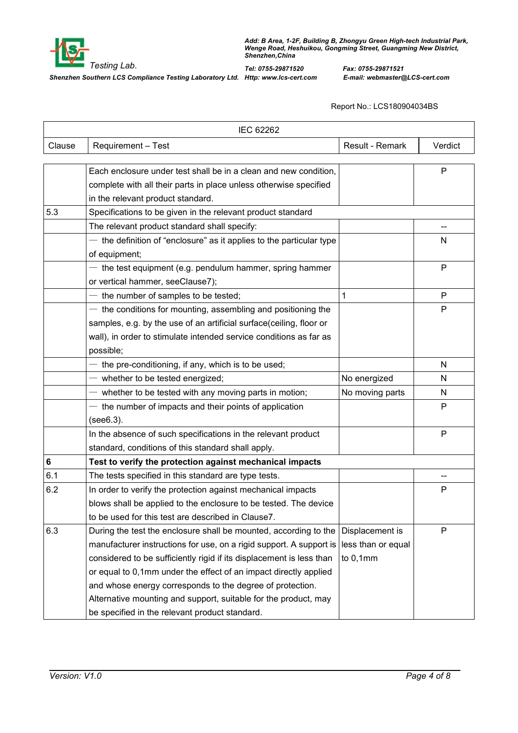Report No.: LCS180904034BS

| IEC 62262 | | | |
|---|---|---|---|
| Clause | Requirement – Test | Result - Remark | Verdict |
| | Each enclosure under test shall be in a clean and new condition, complete with all their parts in place unless otherwise specified in the relevant product standard. | | P |
| 5.3 | Specifications to be given in the relevant product standard | | |
| | The relevant product standard shall specify: | | -- |
| | — the definition of “enclosure” as it applies to the particular type of equipment; | | N |
| | — the test equipment (e.g. pendulum hammer, spring hammer or vertical hammer, seeClause7); | | P |
| | — the number of samples to be tested; | 1 | P |
| | — the conditions for mounting, assembling and positioning the samples, e.g. by the use of an artificial surface(ceiling, floor or wall), in order to stimulate intended service conditions as far as possible; | | P |
| | — the pre-conditioning, if any, which is to be used; | | N |
| | — whether to be tested energized; | No energized | N |
| | — whether to be tested with any moving parts in motion; | No moving parts | N |
| | — the number of impacts and their points of application (see6.3). | | P |
| | In the absence of such specifications in the relevant product standard, conditions of this standard shall apply. | | P |
| **6** | **Test to verify the protection against mechanical impacts** | | |
| 6.1 | The tests specified in this standard are type tests. | | -- |
| 6.2 | In order to verify the protection against mechanical impacts blows shall be applied to the enclosure to be tested. The device to be used for this test are described in Clause7. | | P |
| 6.3 | During the test the enclosure shall be mounted, according to the manufacturer instructions for use, on a rigid support. A support is considered to be sufficiently rigid if its displacement is less than or equal to 0,1mm under the effect of an impact directly applied and whose energy corresponds to the degree of protection. Alternative mounting and support, suitable for the product, may be specified in the relevant product standard. | Displacement is less than or equal to 0,1mm | P |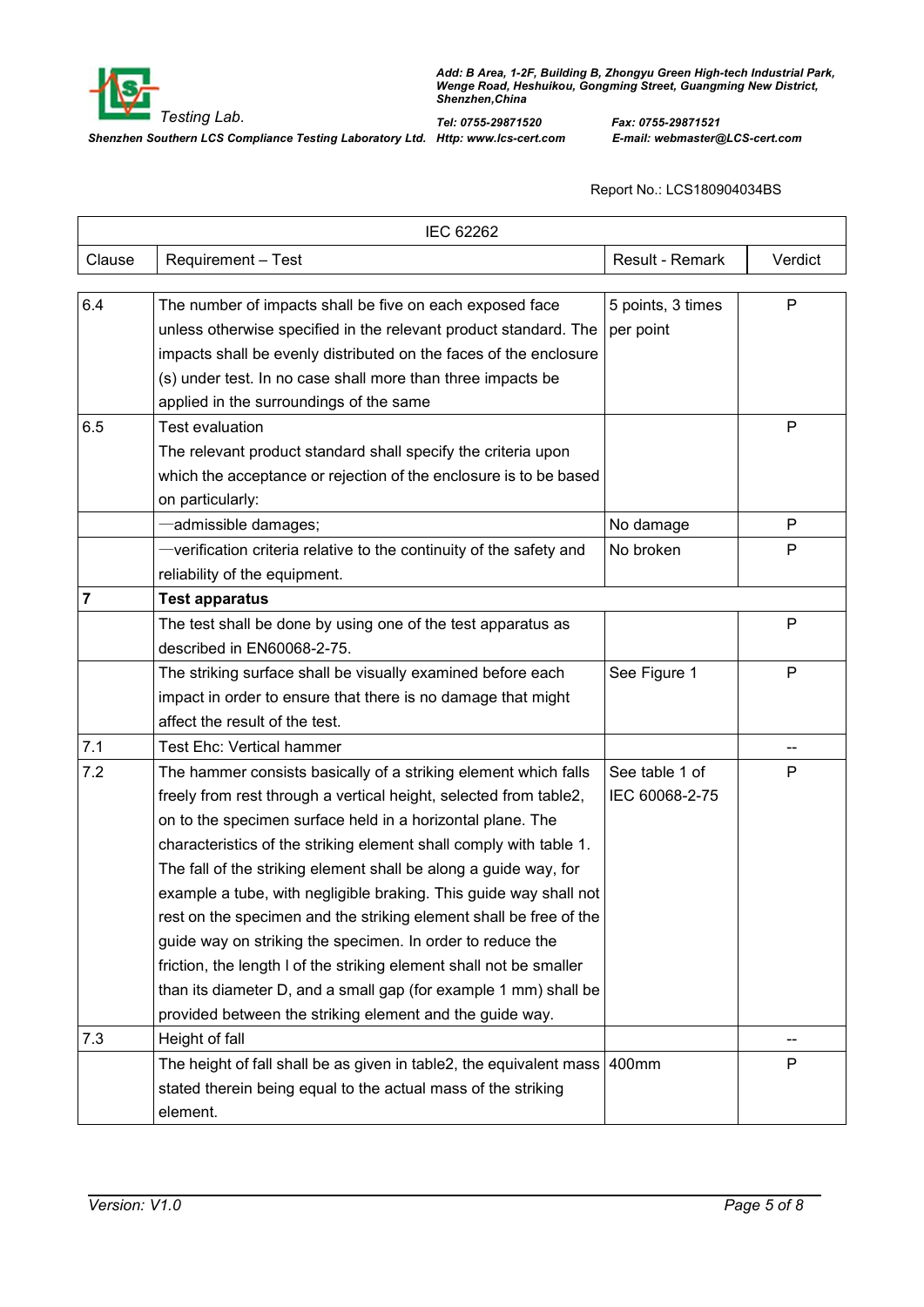Report No.: LCS180904034BS

| IEC 62262 | | | |
|---|---|---|---|
| Clause | Requirement – Test | Result - Remark | Verdict |
| 6.4 | The number of impacts shall be five on each exposed face unless otherwise specified in the relevant product standard. The impacts shall be evenly distributed on the faces of the enclosure (s) under test. In no case shall more than three impacts be applied in the surroundings of the same | 5 points, 3 times per point | P |
| 6.5 | Test evaluation<br>The relevant product standard shall specify the criteria upon which the acceptance or rejection of the enclosure is to be based on particularly: | | P |
| | —admissible damages; | No damage | P |
| | —verification criteria relative to the continuity of the safety and reliability of the equipment. | No broken | P |
| **7** | **Test apparatus** | | |
| | The test shall be done by using one of the test apparatus as described in EN60068-2-75. | | P |
| | The striking surface shall be visually examined before each impact in order to ensure that there is no damage that might affect the result of the test. | See Figure 1 | P |
| 7.1 | Test Ehc: Vertical hammer | | -- |
| 7.2 | The hammer consists basically of a striking element which falls freely from rest through a vertical height, selected from table2, on to the specimen surface held in a horizontal plane. The characteristics of the striking element shall comply with table 1. The fall of the striking element shall be along a guide way, for example a tube, with negligible braking. This guide way shall not rest on the specimen and the striking element shall be free of the guide way on striking the specimen. In order to reduce the friction, the length l of the striking element shall not be smaller than its diameter D, and a small gap (for example 1 mm) shall be provided between the striking element and the guide way. | See table 1 of IEC 60068-2-75 | P |
| 7.3 | Height of fall | | -- |
| | The height of fall shall be as given in table2, the equivalent mass stated therein being equal to the actual mass of the striking element. | 400mm | P |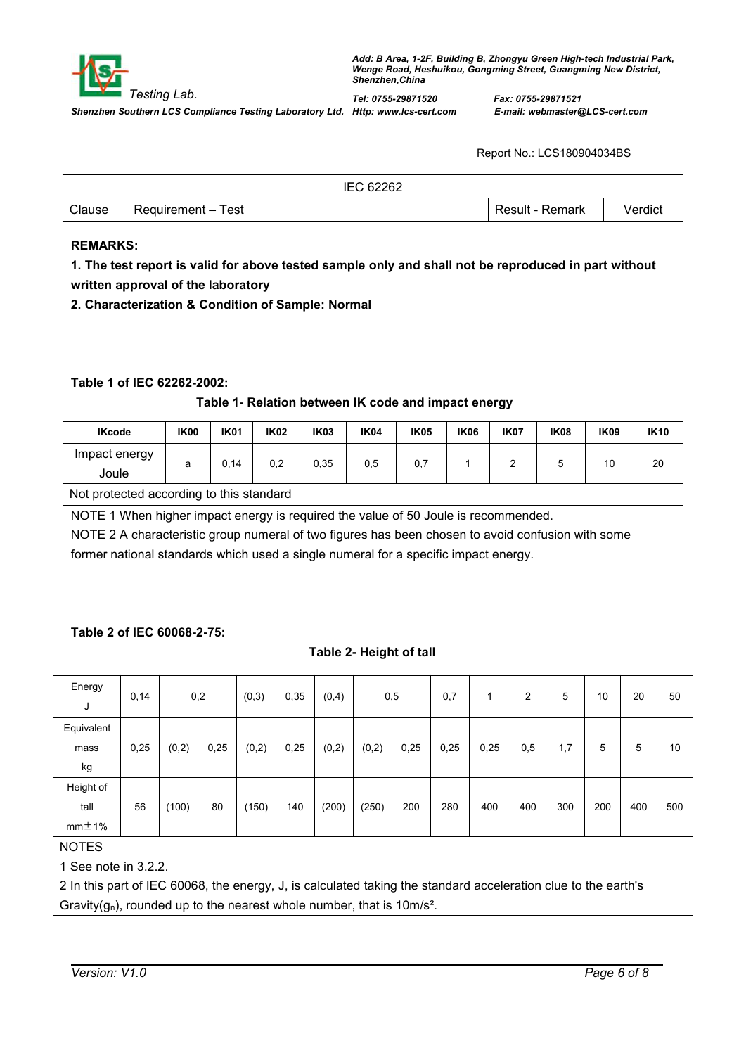Report No.: LCS180904034BS

| IEC 62262 | | | |
|---|---|---|---|
| Clause | Requirement – Test | Result - Remark | Verdict |

**REMARKS:**

**1. The test report is valid for above tested sample only and shall not be reproduced in part without written approval of the laboratory**

**2. Characterization & Condition of Sample: Normal**

**Table 1 of IEC 62262-2002:**

**Table 1- Relation between IK code and impact energy**

| IKcode | IK00 | IK01 | IK02 | IK03 | IK04 | IK05 | IK06 | IK07 | IK08 | IK09 | IK10 |
|---|---|---|---|---|---|---|---|---|---|---|---|
| Impact energy Joule | a | 0,14 | 0,2 | 0,35 | 0,5 | 0,7 | 1 | 2 | 5 | 10 | 20 |
| Not protected according to this standard | | | | | | | | | | | |

NOTE 1 When higher impact energy is required the value of 50 Joule is recommended.

NOTE 2 A characteristic group numeral of two figures has been chosen to avoid confusion with some former national standards which used a single numeral for a specific impact energy.

**Table 2 of IEC 60068-2-75:**

**Table 2- Height of tall**

| Energy J | 0,14 | 0,2 | | (0,3) | 0,35 | (0,4) | 0,5 | | 0,7 | 1 | 2 | 5 | 10 | 20 | 50 |
|---|---|---|---|---|---|---|---|---|---|---|---|---|---|---|---|
| Equivalent mass kg | 0,25 | (0,2) | 0,25 | (0,2) | 0,25 | (0,2) | (0,2) | 0,25 | 0,25 | 0,25 | 0,5 | 1,7 | 5 | 5 | 10 |
| Height of tall mm±1% | 56 | (100) | 80 | (150) | 140 | (200) | (250) | 200 | 280 | 400 | 400 | 300 | 200 | 400 | 500 |

NOTES

1 See note in 3.2.2.

2 In this part of IEC 60068, the energy, J, is calculated taking the standard acceleration clue to the earth's Gravity($g_n$), rounded up to the nearest whole number, that is 10m/s².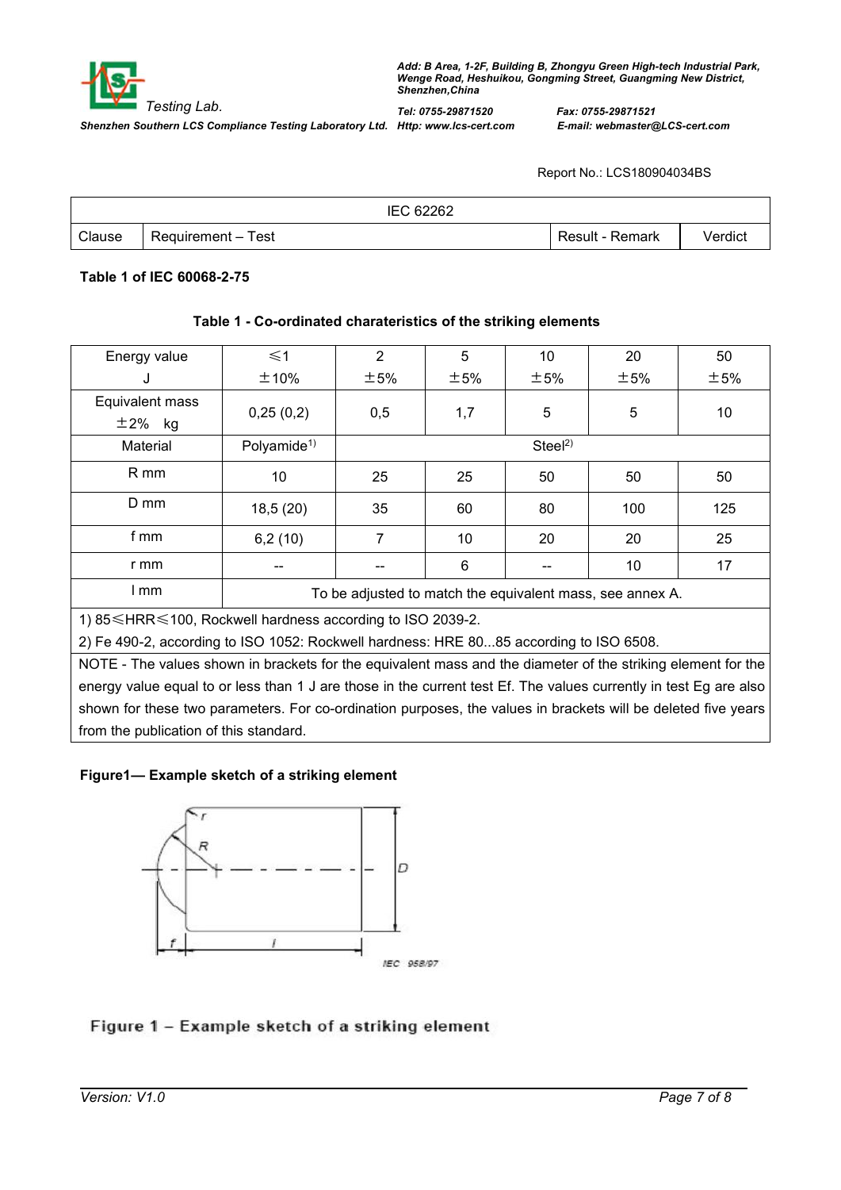Report No.: LCS180904034BS

| IEC 62262 | | | |
|---|---|---|---|
| Clause | Requirement – Test | Result - Remark | Verdict |

**Table 1 of IEC 60068-2-75**

**Table 1 - Co-ordinated charateristics of the striking elements**

| Energy value J | ≤1 ±10% | 2 ±5% | 5 ±5% | 10 ±5% | 20 ±5% | 50 ±5% |
|---|---|---|---|---|---|---|
| Equivalent mass ±2% kg | 0,25 (0,2) | 0,5 | 1,7 | 5 | 5 | 10 |
| Material | Polyamide[1] | Steel[2] | | | | |
| R mm | 10 | 25 | 25 | 50 | 50 | 50 |
| D mm | 18,5 (20) | 35 | 60 | 80 | 100 | 125 |
| f mm | 6,2 (10) | 7 | 10 | 20 | 20 | 25 |
| r mm | -- | -- | 6 | -- | 10 | 17 |
| l mm | To be adjusted to match the equivalent mass, see annex A. | | | | | |

1) 85≤HRR≤100, Rockwell hardness according to ISO 2039-2.
2) Fe 490-2, according to ISO 1052: Rockwell hardness: HRE 80...85 according to ISO 6508.

NOTE - The values shown in brackets for the equivalent mass and the diameter of the striking element for the energy value equal to or less than 1 J are those in the current test Ef. The values currently in test Eg are also shown for these two parameters. For co-ordination purposes, the values in brackets will be deleted five years from the publication of this standard.

**Figure1— Example sketch of a striking element**

IEC 958/97

Figure 1 – Example sketch of a striking element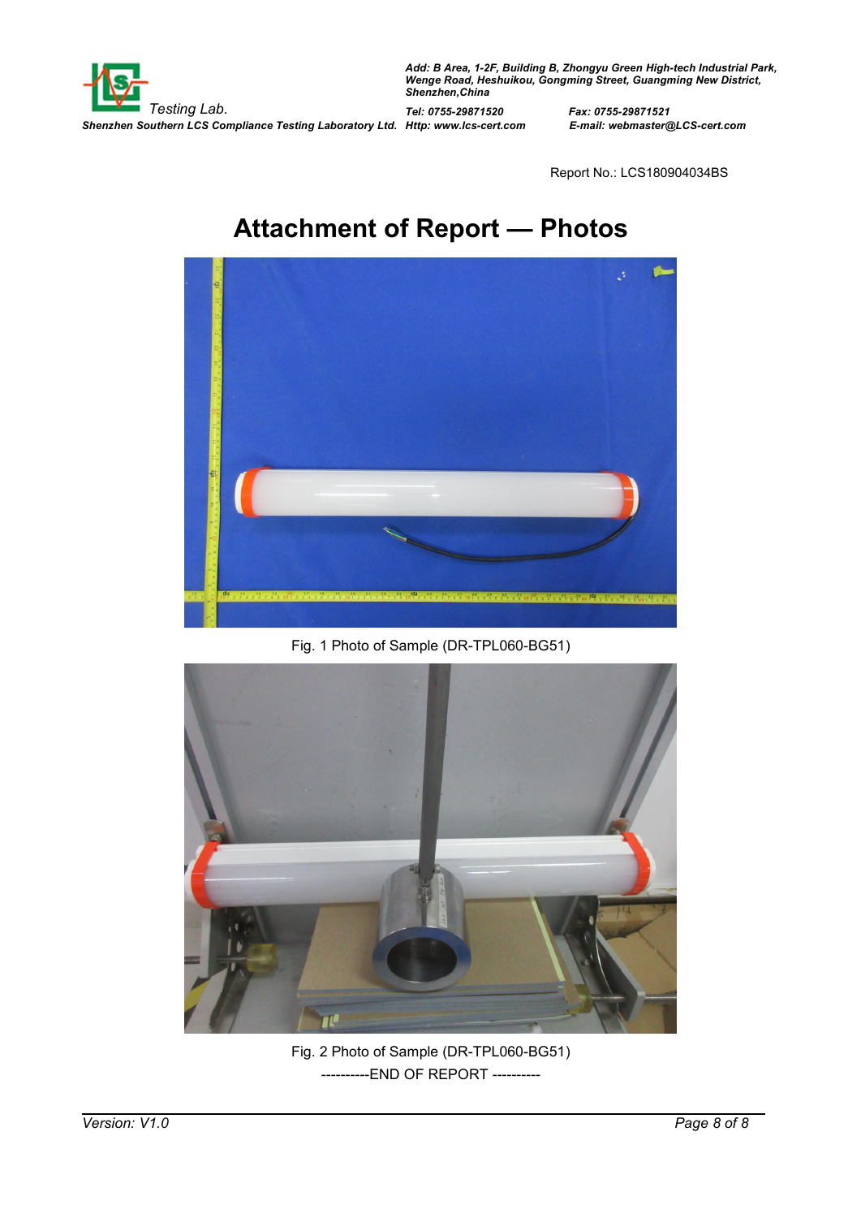Report No.: LCS180904034BS

# Attachment of Report — Photos

Fig. 1 Photo of Sample (DR-TPL060-BG51)

Fig. 2 Photo of Sample (DR-TPL060-BG51)

----------END OF REPORT ----------